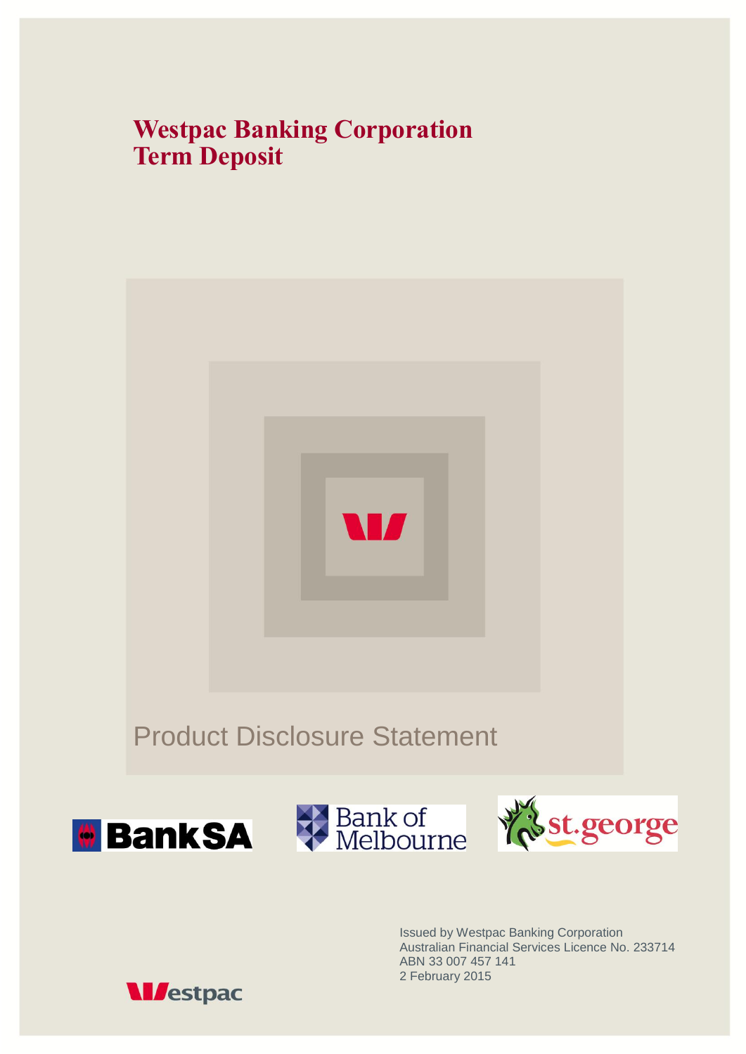# Westpac Banking Corporation Term Deposit

Product Disclosure Statement

BankSA

Bank of Melbourne

st.george

Issued by Westpac Banking Corporation
Australian Financial Services Licence No. 233714
ABN 33 007 457 141
2 February 2015

Westpac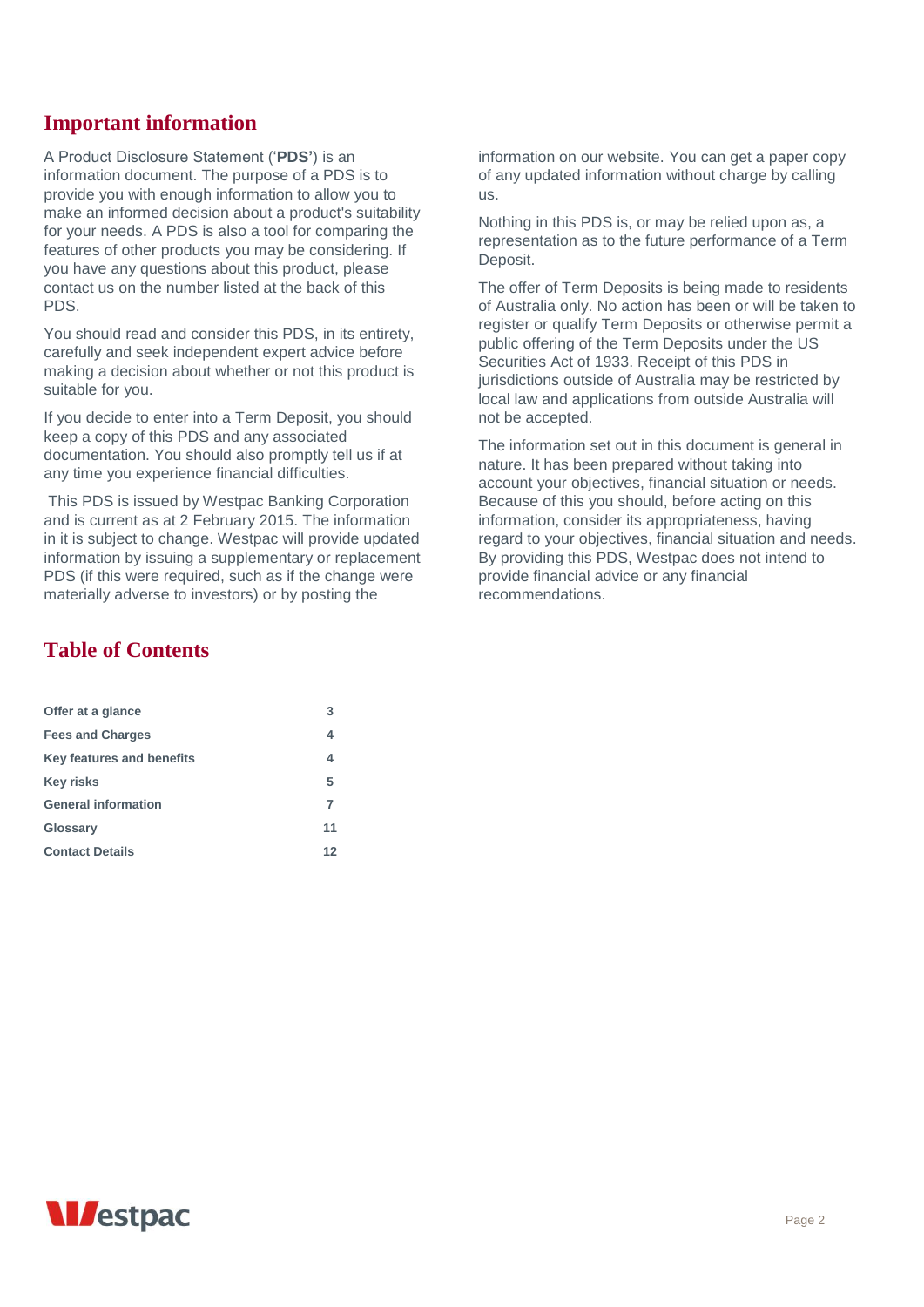## Important information

A Product Disclosure Statement ('**PDS'**) is an information document. The purpose of a PDS is to provide you with enough information to allow you to make an informed decision about a product's suitability for your needs. A PDS is also a tool for comparing the features of other products you may be considering. If you have any questions about this product, please contact us on the number listed at the back of this PDS.

You should read and consider this PDS, in its entirety, carefully and seek independent expert advice before making a decision about whether or not this product is suitable for you.

If you decide to enter into a Term Deposit, you should keep a copy of this PDS and any associated documentation. You should also promptly tell us if at any time you experience financial difficulties.

This PDS is issued by Westpac Banking Corporation and is current as at 2 February 2015. The information in it is subject to change. Westpac will provide updated information by issuing a supplementary or replacement PDS (if this were required, such as if the change were materially adverse to investors) or by posting the information on our website. You can get a paper copy of any updated information without charge by calling us.

Nothing in this PDS is, or may be relied upon as, a representation as to the future performance of a Term Deposit.

The offer of Term Deposits is being made to residents of Australia only. No action has been or will be taken to register or qualify Term Deposits or otherwise permit a public offering of the Term Deposits under the US Securities Act of 1933. Receipt of this PDS in jurisdictions outside of Australia may be restricted by local law and applications from outside Australia will not be accepted.

The information set out in this document is general in nature. It has been prepared without taking into account your objectives, financial situation or needs. Because of this you should, before acting on this information, consider its appropriateness, having regard to your objectives, financial situation and needs. By providing this PDS, Westpac does not intend to provide financial advice or any financial recommendations.

## Table of Contents

| | |
|---|---|
| **Offer at a glance** | **3** |
| **Fees and Charges** | **4** |
| **Key features and benefits** | **4** |
| **Key risks** | **5** |
| **General information** | **7** |
| **Glossary** | **11** |
| **Contact Details** | **12** |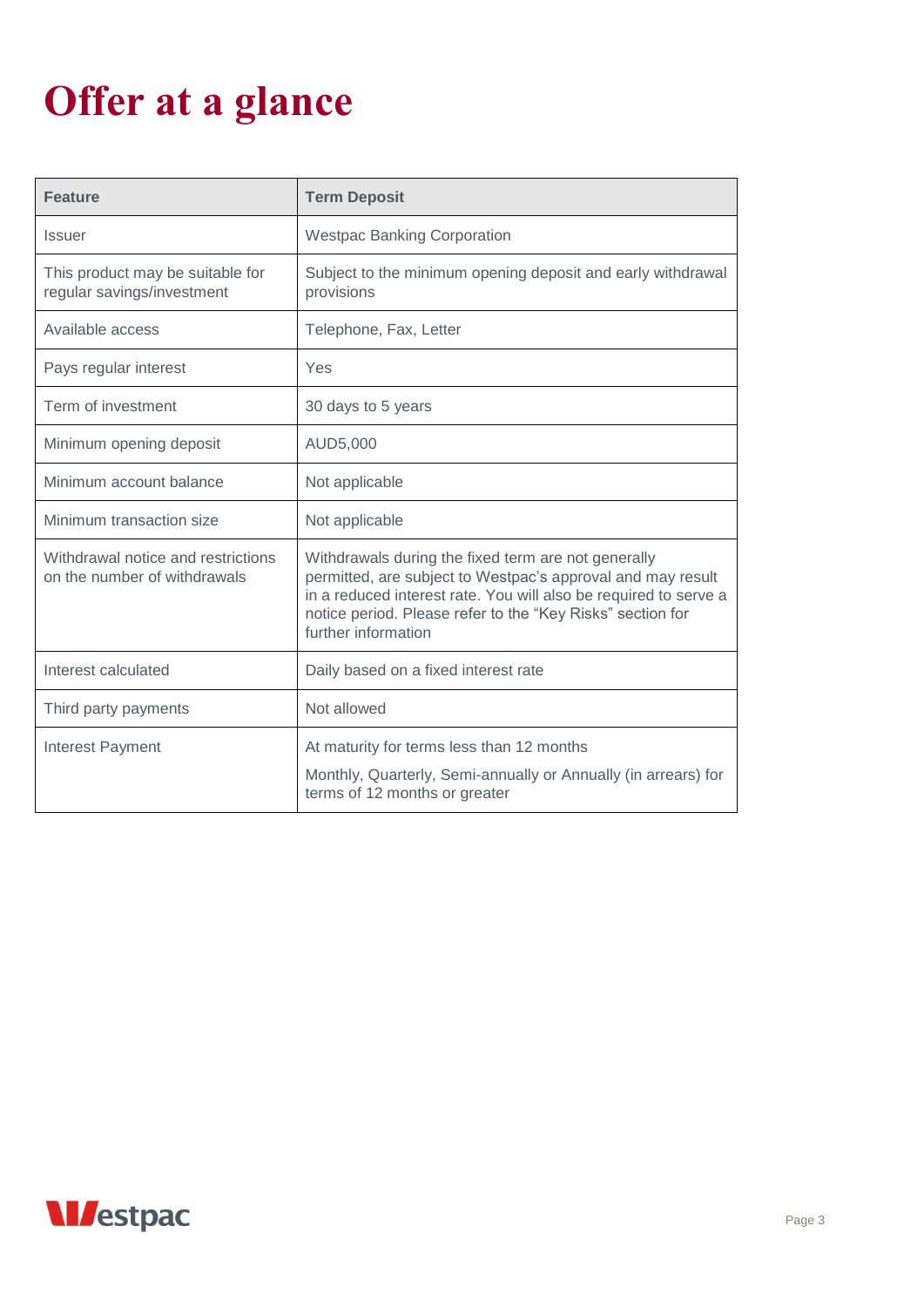# Offer at a glance

| Feature | Term Deposit |
| --- | --- |
| Issuer | Westpac Banking Corporation |
| This product may be suitable for regular savings/investment | Subject to the minimum opening deposit and early withdrawal provisions |
| Available access | Telephone, Fax, Letter |
| Pays regular interest | Yes |
| Term of investment | 30 days to 5 years |
| Minimum opening deposit | AUD5,000 |
| Minimum account balance | Not applicable |
| Minimum transaction size | Not applicable |
| Withdrawal notice and restrictions on the number of withdrawals | Withdrawals during the fixed term are not generally permitted, are subject to Westpac's approval and may result in a reduced interest rate. You will also be required to serve a notice period. Please refer to the "Key Risks" section for further information |
| Interest calculated | Daily based on a fixed interest rate |
| Third party payments | Not allowed |
| Interest Payment | At maturity for terms less than 12 months<br>Monthly, Quarterly, Semi-annually or Annually (in arrears) for terms of 12 months or greater |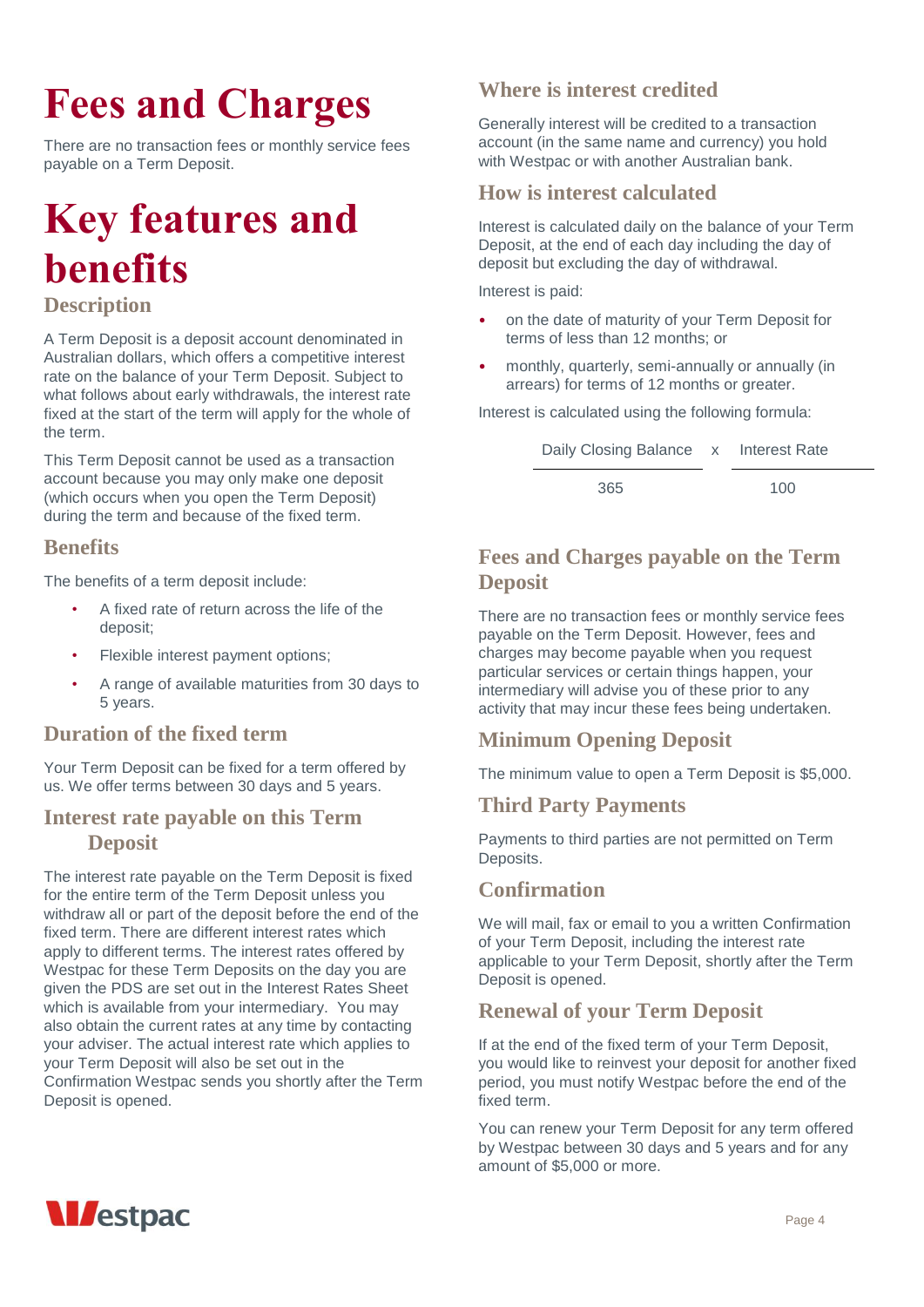# Fees and Charges

There are no transaction fees or monthly service fees payable on a Term Deposit.

# Key features and benefits

## Description

A Term Deposit is a deposit account denominated in Australian dollars, which offers a competitive interest rate on the balance of your Term Deposit. Subject to what follows about early withdrawals, the interest rate fixed at the start of the term will apply for the whole of the term.

This Term Deposit cannot be used as a transaction account because you may only make one deposit (which occurs when you open the Term Deposit) during the term and because of the fixed term.

## Benefits

The benefits of a term deposit include:

- A fixed rate of return across the life of the deposit;
- Flexible interest payment options;
- A range of available maturities from 30 days to 5 years.

## Duration of the fixed term

Your Term Deposit can be fixed for a term offered by us. We offer terms between 30 days and 5 years.

## Interest rate payable on this Term Deposit

The interest rate payable on the Term Deposit is fixed for the entire term of the Term Deposit unless you withdraw all or part of the deposit before the end of the fixed term. There are different interest rates which apply to different terms. The interest rates offered by Westpac for these Term Deposits on the day you are given the PDS are set out in the Interest Rates Sheet which is available from your intermediary. You may also obtain the current rates at any time by contacting your adviser. The actual interest rate which applies to your Term Deposit will also be set out in the Confirmation Westpac sends you shortly after the Term Deposit is opened.

## Where is interest credited

Generally interest will be credited to a transaction account (in the same name and currency) you hold with Westpac or with another Australian bank.

## How is interest calculated

Interest is calculated daily on the balance of your Term Deposit, at the end of each day including the day of deposit but excluding the day of withdrawal.

Interest is paid:

- on the date of maturity of your Term Deposit for terms of less than 12 months; or
- monthly, quarterly, semi-annually or annually (in arrears) for terms of 12 months or greater.

Interest is calculated using the following formula:

$$\frac{\text{Daily Closing Balance}}{365} \times \frac{\text{Interest Rate}}{100}$$

## Fees and Charges payable on the Term Deposit

There are no transaction fees or monthly service fees payable on the Term Deposit. However, fees and charges may become payable when you request particular services or certain things happen, your intermediary will advise you of these prior to any activity that may incur these fees being undertaken.

## Minimum Opening Deposit

The minimum value to open a Term Deposit is $5,000.

## Third Party Payments

Payments to third parties are not permitted on Term Deposits.

## Confirmation

We will mail, fax or email to you a written Confirmation of your Term Deposit, including the interest rate applicable to your Term Deposit, shortly after the Term Deposit is opened.

## Renewal of your Term Deposit

If at the end of the fixed term of your Term Deposit, you would like to reinvest your deposit for another fixed period, you must notify Westpac before the end of the fixed term.

You can renew your Term Deposit for any term offered by Westpac between 30 days and 5 years and for any amount of $5,000 or more.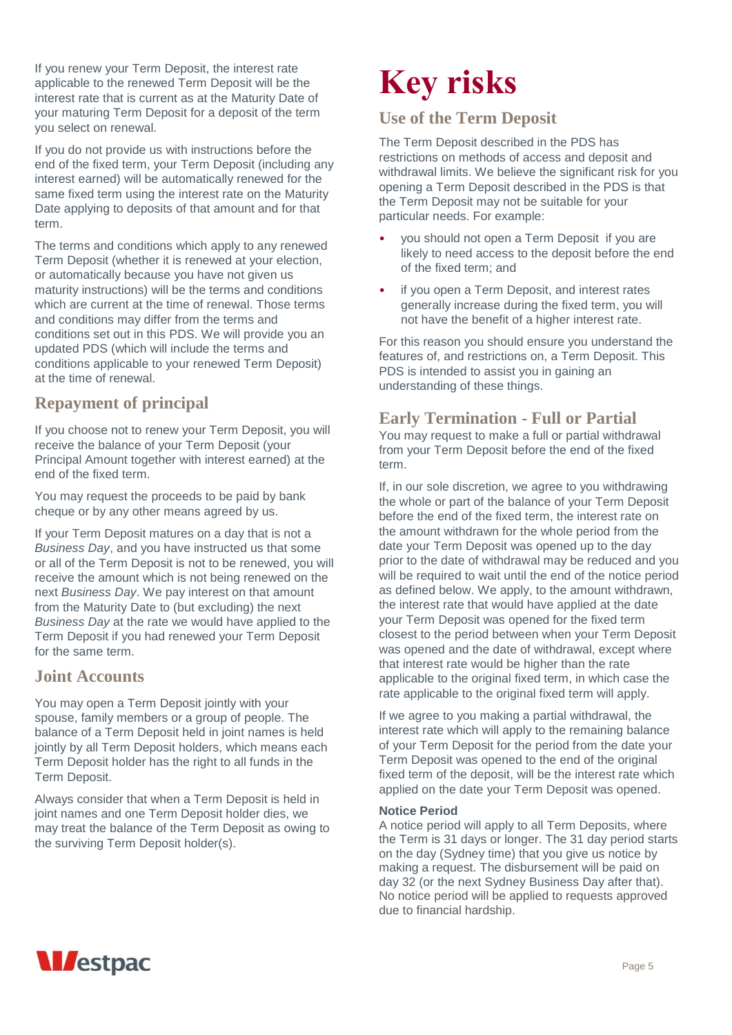If you renew your Term Deposit, the interest rate applicable to the renewed Term Deposit will be the interest rate that is current as at the Maturity Date of your maturing Term Deposit for a deposit of the term you select on renewal.

If you do not provide us with instructions before the end of the fixed term, your Term Deposit (including any interest earned) will be automatically renewed for the same fixed term using the interest rate on the Maturity Date applying to deposits of that amount and for that term.

The terms and conditions which apply to any renewed Term Deposit (whether it is renewed at your election, or automatically because you have not given us maturity instructions) will be the terms and conditions which are current at the time of renewal. Those terms and conditions may differ from the terms and conditions set out in this PDS. We will provide you an updated PDS (which will include the terms and conditions applicable to your renewed Term Deposit) at the time of renewal.

## Repayment of principal

If you choose not to renew your Term Deposit, you will receive the balance of your Term Deposit (your Principal Amount together with interest earned) at the end of the fixed term.

You may request the proceeds to be paid by bank cheque or by any other means agreed by us.

If your Term Deposit matures on a day that is not a *Business Day*, and you have instructed us that some or all of the Term Deposit is not to be renewed, you will receive the amount which is not being renewed on the next *Business Day*. We pay interest on that amount from the Maturity Date to (but excluding) the next *Business Day* at the rate we would have applied to the Term Deposit if you had renewed your Term Deposit for the same term.

## Joint Accounts

You may open a Term Deposit jointly with your spouse, family members or a group of people. The balance of a Term Deposit held in joint names is held jointly by all Term Deposit holders, which means each Term Deposit holder has the right to all funds in the Term Deposit.

Always consider that when a Term Deposit is held in joint names and one Term Deposit holder dies, we may treat the balance of the Term Deposit as owing to the surviving Term Deposit holder(s).

# Key risks

## Use of the Term Deposit

The Term Deposit described in the PDS has restrictions on methods of access and deposit and withdrawal limits. We believe the significant risk for you opening a Term Deposit described in the PDS is that the Term Deposit may not be suitable for your particular needs. For example:

- you should not open a Term Deposit if you are likely to need access to the deposit before the end of the fixed term; and
- if you open a Term Deposit, and interest rates generally increase during the fixed term, you will not have the benefit of a higher interest rate.

For this reason you should ensure you understand the features of, and restrictions on, a Term Deposit. This PDS is intended to assist you in gaining an understanding of these things.

## Early Termination - Full or Partial

You may request to make a full or partial withdrawal from your Term Deposit before the end of the fixed term.

If, in our sole discretion, we agree to you withdrawing the whole or part of the balance of your Term Deposit before the end of the fixed term, the interest rate on the amount withdrawn for the whole period from the date your Term Deposit was opened up to the day prior to the date of withdrawal may be reduced and you will be required to wait until the end of the notice period as defined below. We apply, to the amount withdrawn, the interest rate that would have applied at the date your Term Deposit was opened for the fixed term closest to the period between when your Term Deposit was opened and the date of withdrawal, except where that interest rate would be higher than the rate applicable to the original fixed term, in which case the rate applicable to the original fixed term will apply.

If we agree to you making a partial withdrawal, the interest rate which will apply to the remaining balance of your Term Deposit for the period from the date your Term Deposit was opened to the end of the original fixed term of the deposit, will be the interest rate which applied on the date your Term Deposit was opened.

### Notice Period

A notice period will apply to all Term Deposits, where the Term is 31 days or longer. The 31 day period starts on the day (Sydney time) that you give us notice by making a request. The disbursement will be paid on day 32 (or the next Sydney Business Day after that). No notice period will be applied to requests approved due to financial hardship.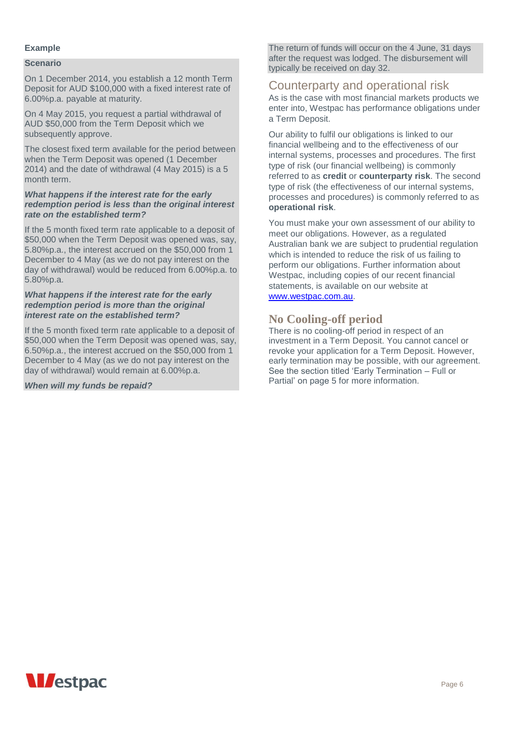**Example**

**Scenario**

On 1 December 2014, you establish a 12 month Term Deposit for AUD $100,000 with a fixed interest rate of 6.00%p.a. payable at maturity.

On 4 May 2015, you request a partial withdrawal of AUD $50,000 from the Term Deposit which we subsequently approve.

The closest fixed term available for the period between when the Term Deposit was opened (1 December 2014) and the date of withdrawal (4 May 2015) is a 5 month term.

***What happens if the interest rate for the early redemption period is less than the original interest rate on the established term?***

If the 5 month fixed term rate applicable to a deposit of $50,000 when the Term Deposit was opened was, say, 5.80%p.a., the interest accrued on the $50,000 from 1 December to 4 May (as we do not pay interest on the day of withdrawal) would be reduced from 6.00%p.a. to 5.80%p.a.

***What happens if the interest rate for the early redemption period is more than the original interest rate on the established term?***

If the 5 month fixed term rate applicable to a deposit of $50,000 when the Term Deposit was opened was, say, 6.50%p.a., the interest accrued on the $50,000 from 1 December to 4 May (as we do not pay interest on the day of withdrawal) would remain at 6.00%p.a.

***When will my funds be repaid?***

The return of funds will occur on the 4 June, 31 days after the request was lodged. The disbursement will typically be received on day 32.

## Counterparty and operational risk

As is the case with most financial markets products we enter into, Westpac has performance obligations under a Term Deposit.

Our ability to fulfil our obligations is linked to our financial wellbeing and to the effectiveness of our internal systems, processes and procedures. The first type of risk (our financial wellbeing) is commonly referred to as **credit** or **counterparty risk**. The second type of risk (the effectiveness of our internal systems, processes and procedures) is commonly referred to as **operational risk**.

You must make your own assessment of our ability to meet our obligations. However, as a regulated Australian bank we are subject to prudential regulation which is intended to reduce the risk of us failing to perform our obligations. Further information about Westpac, including copies of our recent financial statements, is available on our website at www.westpac.com.au.

## No Cooling-off period

There is no cooling-off period in respect of an investment in a Term Deposit. You cannot cancel or revoke your application for a Term Deposit. However, early termination may be possible, with our agreement. See the section titled 'Early Termination – Full or Partial' on page 5 for more information.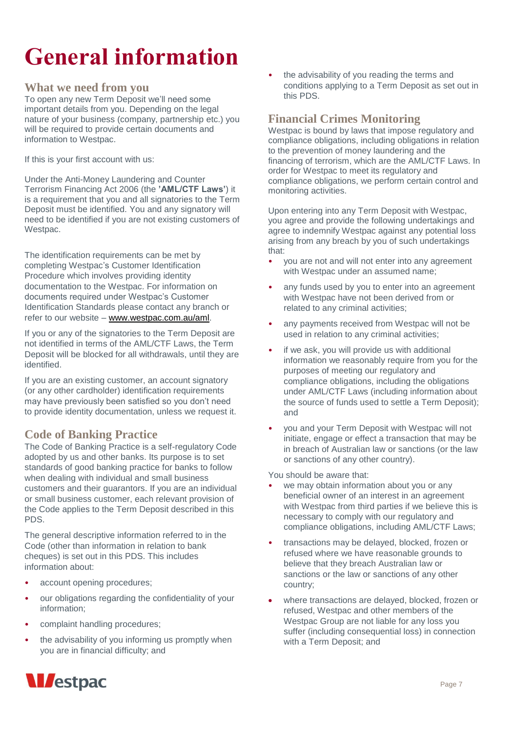# General information

## What we need from you

To open any new Term Deposit we'll need some important details from you. Depending on the legal nature of your business (company, partnership etc.) you will be required to provide certain documents and information to Westpac.

If this is your first account with us:

Under the Anti-Money Laundering and Counter Terrorism Financing Act 2006 (the **'AML/CTF Laws'**) it is a requirement that you and all signatories to the Term Deposit must be identified. You and any signatory will need to be identified if you are not existing customers of Westpac.

The identification requirements can be met by completing Westpac's Customer Identification Procedure which involves providing identity documentation to the Westpac. For information on documents required under Westpac's Customer Identification Standards please contact any branch or refer to our website – www.westpac.com.au/aml.

If you or any of the signatories to the Term Deposit are not identified in terms of the AML/CTF Laws, the Term Deposit will be blocked for all withdrawals, until they are identified.

If you are an existing customer, an account signatory (or any other cardholder) identification requirements may have previously been satisfied so you don't need to provide identity documentation, unless we request it.

## Code of Banking Practice

The Code of Banking Practice is a self-regulatory Code adopted by us and other banks. Its purpose is to set standards of good banking practice for banks to follow when dealing with individual and small business customers and their guarantors. If you are an individual or small business customer, each relevant provision of the Code applies to the Term Deposit described in this PDS.

The general descriptive information referred to in the Code (other than information in relation to bank cheques) is set out in this PDS. This includes information about:

- account opening procedures;
- our obligations regarding the confidentiality of your information;
- complaint handling procedures;
- the advisability of you informing us promptly when you are in financial difficulty; and
- the advisability of you reading the terms and conditions applying to a Term Deposit as set out in this PDS.

## Financial Crimes Monitoring

Westpac is bound by laws that impose regulatory and compliance obligations, including obligations in relation to the prevention of money laundering and the financing of terrorism, which are the AML/CTF Laws. In order for Westpac to meet its regulatory and compliance obligations, we perform certain control and monitoring activities.

Upon entering into any Term Deposit with Westpac, you agree and provide the following undertakings and agree to indemnify Westpac against any potential loss arising from any breach by you of such undertakings that:

- you are not and will not enter into any agreement with Westpac under an assumed name;
- any funds used by you to enter into an agreement with Westpac have not been derived from or related to any criminal activities;
- any payments received from Westpac will not be used in relation to any criminal activities;
- if we ask, you will provide us with additional information we reasonably require from you for the purposes of meeting our regulatory and compliance obligations, including the obligations under AML/CTF Laws (including information about the source of funds used to settle a Term Deposit); and
- you and your Term Deposit with Westpac will not initiate, engage or effect a transaction that may be in breach of Australian law or sanctions (or the law or sanctions of any other country).

You should be aware that:

- we may obtain information about you or any beneficial owner of an interest in an agreement with Westpac from third parties if we believe this is necessary to comply with our regulatory and compliance obligations, including AML/CTF Laws;
- transactions may be delayed, blocked, frozen or refused where we have reasonable grounds to believe that they breach Australian law or sanctions or the law or sanctions of any other country;
- where transactions are delayed, blocked, frozen or refused, Westpac and other members of the Westpac Group are not liable for any loss you suffer (including consequential loss) in connection with a Term Deposit; and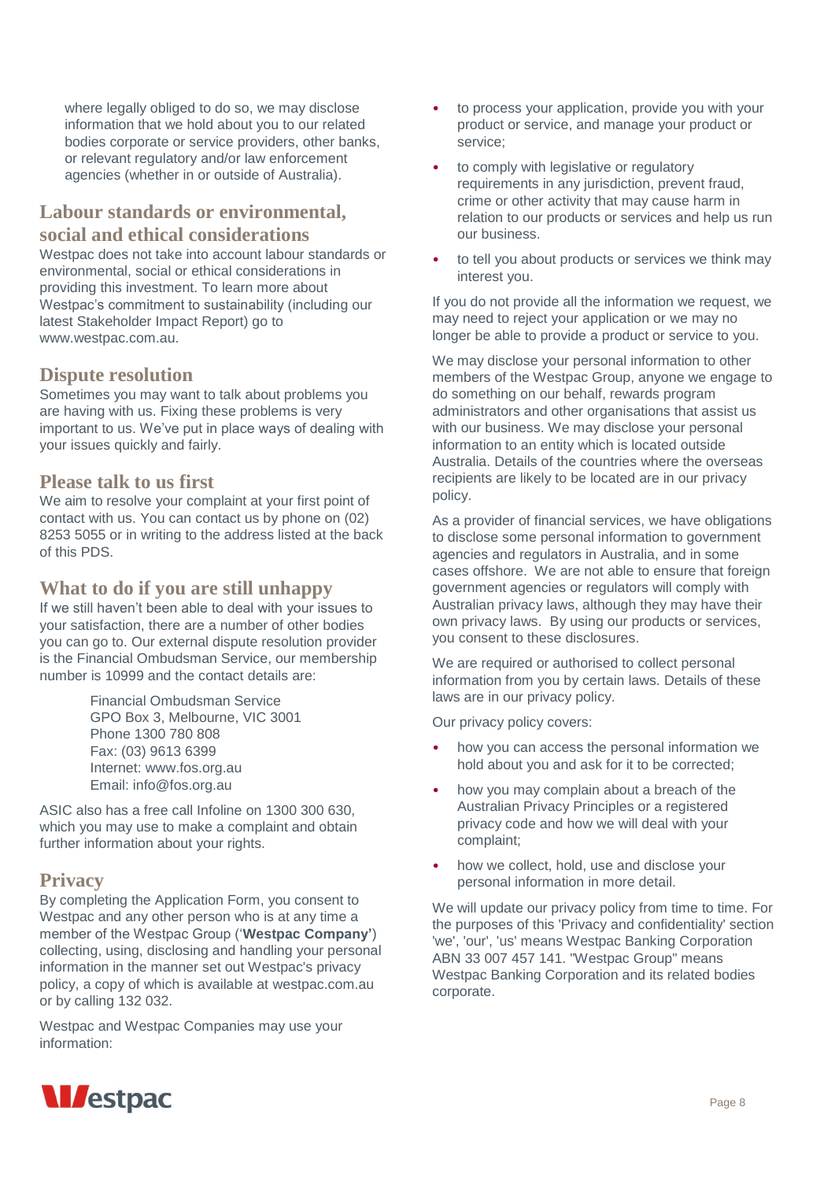where legally obliged to do so, we may disclose information that we hold about you to our related bodies corporate or service providers, other banks, or relevant regulatory and/or law enforcement agencies (whether in or outside of Australia).

## Labour standards or environmental, social and ethical considerations

Westpac does not take into account labour standards or environmental, social or ethical considerations in providing this investment. To learn more about Westpac's commitment to sustainability (including our latest Stakeholder Impact Report) go to www.westpac.com.au.

## Dispute resolution

Sometimes you may want to talk about problems you are having with us. Fixing these problems is very important to us. We've put in place ways of dealing with your issues quickly and fairly.

## Please talk to us first

We aim to resolve your complaint at your first point of contact with us. You can contact us by phone on (02) 8253 5055 or in writing to the address listed at the back of this PDS.

## What to do if you are still unhappy

If we still haven't been able to deal with your issues to your satisfaction, there are a number of other bodies you can go to. Our external dispute resolution provider is the Financial Ombudsman Service, our membership number is 10999 and the contact details are:

> Financial Ombudsman Service
> GPO Box 3, Melbourne, VIC 3001
> Phone 1300 780 808
> Fax: (03) 9613 6399
> Internet: www.fos.org.au
> Email: info@fos.org.au

ASIC also has a free call Infoline on 1300 300 630, which you may use to make a complaint and obtain further information about your rights.

## Privacy

By completing the Application Form, you consent to Westpac and any other person who is at any time a member of the Westpac Group ('**Westpac Company'**) collecting, using, disclosing and handling your personal information in the manner set out Westpac's privacy policy, a copy of which is available at westpac.com.au or by calling 132 032.

Westpac and Westpac Companies may use your information:

- to process your application, provide you with your product or service, and manage your product or service;
- to comply with legislative or regulatory requirements in any jurisdiction, prevent fraud, crime or other activity that may cause harm in relation to our products or services and help us run our business.
- to tell you about products or services we think may interest you.

If you do not provide all the information we request, we may need to reject your application or we may no longer be able to provide a product or service to you.

We may disclose your personal information to other members of the Westpac Group, anyone we engage to do something on our behalf, rewards program administrators and other organisations that assist us with our business. We may disclose your personal information to an entity which is located outside Australia. Details of the countries where the overseas recipients are likely to be located are in our privacy policy.

As a provider of financial services, we have obligations to disclose some personal information to government agencies and regulators in Australia, and in some cases offshore. We are not able to ensure that foreign government agencies or regulators will comply with Australian privacy laws, although they may have their own privacy laws. By using our products or services, you consent to these disclosures.

We are required or authorised to collect personal information from you by certain laws. Details of these laws are in our privacy policy.

Our privacy policy covers:

- how you can access the personal information we hold about you and ask for it to be corrected;
- how you may complain about a breach of the Australian Privacy Principles or a registered privacy code and how we will deal with your complaint;
- how we collect, hold, use and disclose your personal information in more detail.

We will update our privacy policy from time to time. For the purposes of this 'Privacy and confidentiality' section 'we', 'our', 'us' means Westpac Banking Corporation ABN 33 007 457 141. "Westpac Group" means Westpac Banking Corporation and its related bodies corporate.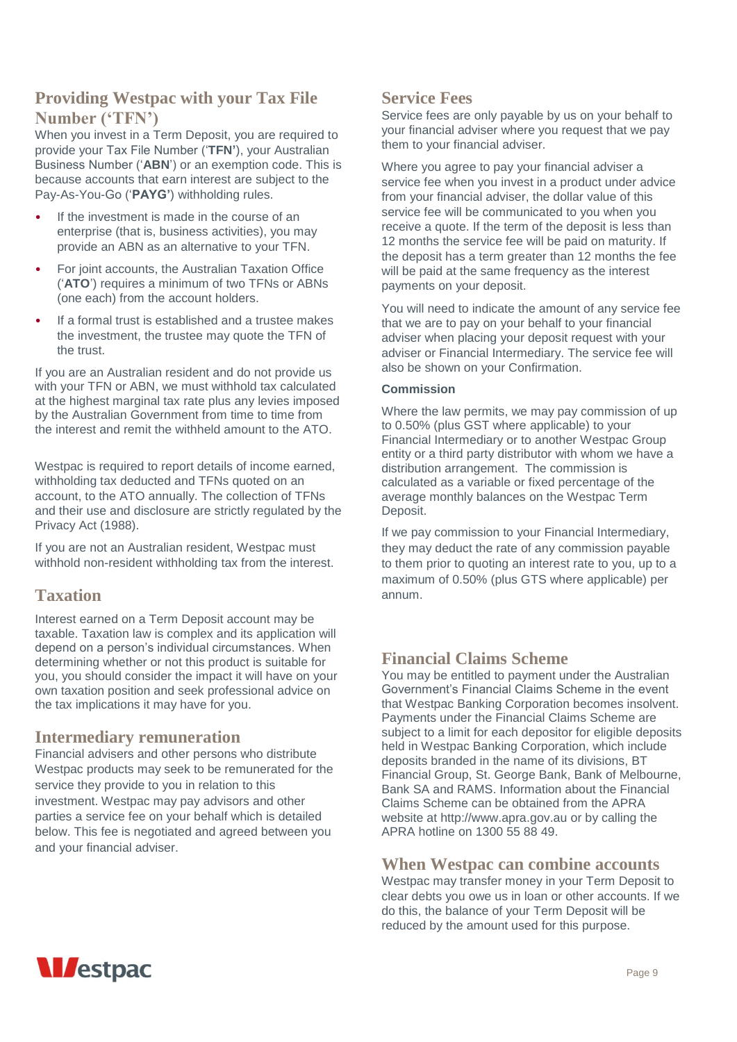## Providing Westpac with your Tax File Number ('TFN')

When you invest in a Term Deposit, you are required to provide your Tax File Number ('**TFN'**), your Australian Business Number ('**ABN**') or an exemption code. This is because accounts that earn interest are subject to the Pay-As-You-Go ('**PAYG'**) withholding rules.

- If the investment is made in the course of an enterprise (that is, business activities), you may provide an ABN as an alternative to your TFN.
- For joint accounts, the Australian Taxation Office ('**ATO**') requires a minimum of two TFNs or ABNs (one each) from the account holders.
- If a formal trust is established and a trustee makes the investment, the trustee may quote the TFN of the trust.

If you are an Australian resident and do not provide us with your TFN or ABN, we must withhold tax calculated at the highest marginal tax rate plus any levies imposed by the Australian Government from time to time from the interest and remit the withheld amount to the ATO.

Westpac is required to report details of income earned, withholding tax deducted and TFNs quoted on an account, to the ATO annually. The collection of TFNs and their use and disclosure are strictly regulated by the Privacy Act (1988).

If you are not an Australian resident, Westpac must withhold non-resident withholding tax from the interest.

## Taxation

Interest earned on a Term Deposit account may be taxable. Taxation law is complex and its application will depend on a person's individual circumstances. When determining whether or not this product is suitable for you, you should consider the impact it will have on your own taxation position and seek professional advice on the tax implications it may have for you.

## Intermediary remuneration

Financial advisers and other persons who distribute Westpac products may seek to be remunerated for the service they provide to you in relation to this investment. Westpac may pay advisors and other parties a service fee on your behalf which is detailed below. This fee is negotiated and agreed between you and your financial adviser.

## Service Fees

Service fees are only payable by us on your behalf to your financial adviser where you request that we pay them to your financial adviser.

Where you agree to pay your financial adviser a service fee when you invest in a product under advice from your financial adviser, the dollar value of this service fee will be communicated to you when you receive a quote. If the term of the deposit is less than 12 months the service fee will be paid on maturity. If the deposit has a term greater than 12 months the fee will be paid at the same frequency as the interest payments on your deposit.

You will need to indicate the amount of any service fee that we are to pay on your behalf to your financial adviser when placing your deposit request with your adviser or Financial Intermediary. The service fee will also be shown on your Confirmation.

### Commission

Where the law permits, we may pay commission of up to 0.50% (plus GST where applicable) to your Financial Intermediary or to another Westpac Group entity or a third party distributor with whom we have a distribution arrangement. The commission is calculated as a variable or fixed percentage of the average monthly balances on the Westpac Term Deposit.

If we pay commission to your Financial Intermediary, they may deduct the rate of any commission payable to them prior to quoting an interest rate to you, up to a maximum of 0.50% (plus GTS where applicable) per annum.

## Financial Claims Scheme

You may be entitled to payment under the Australian Government's Financial Claims Scheme in the event that Westpac Banking Corporation becomes insolvent. Payments under the Financial Claims Scheme are subject to a limit for each depositor for eligible deposits held in Westpac Banking Corporation, which include deposits branded in the name of its divisions, BT Financial Group, St. George Bank, Bank of Melbourne, Bank SA and RAMS. Information about the Financial Claims Scheme can be obtained from the APRA website at http://www.apra.gov.au or by calling the APRA hotline on 1300 55 88 49.

## When Westpac can combine accounts

Westpac may transfer money in your Term Deposit to clear debts you owe us in loan or other accounts. If we do this, the balance of your Term Deposit will be reduced by the amount used for this purpose.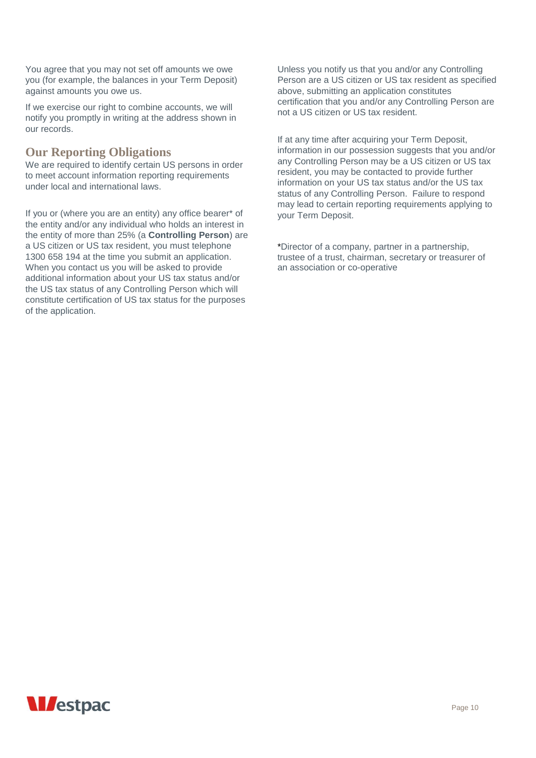You agree that you may not set off amounts we owe you (for example, the balances in your Term Deposit) against amounts you owe us.

If we exercise our right to combine accounts, we will notify you promptly in writing at the address shown in our records.

## Our Reporting Obligations

We are required to identify certain US persons in order to meet account information reporting requirements under local and international laws.

If you or (where you are an entity) any office bearer* of the entity and/or any individual who holds an interest in the entity of more than 25% (a **Controlling Person**) are a US citizen or US tax resident, you must telephone 1300 658 194 at the time you submit an application. When you contact us you will be asked to provide additional information about your US tax status and/or the US tax status of any Controlling Person which will constitute certification of US tax status for the purposes of the application.

Unless you notify us that you and/or any Controlling Person are a US citizen or US tax resident as specified above, submitting an application constitutes certification that you and/or any Controlling Person are not a US citizen or US tax resident.

If at any time after acquiring your Term Deposit, information in our possession suggests that you and/or any Controlling Person may be a US citizen or US tax resident, you may be contacted to provide further information on your US tax status and/or the US tax status of any Controlling Person. Failure to respond may lead to certain reporting requirements applying to your Term Deposit.

*Director of a company, partner in a partnership, trustee of a trust, chairman, secretary or treasurer of an association or co-operative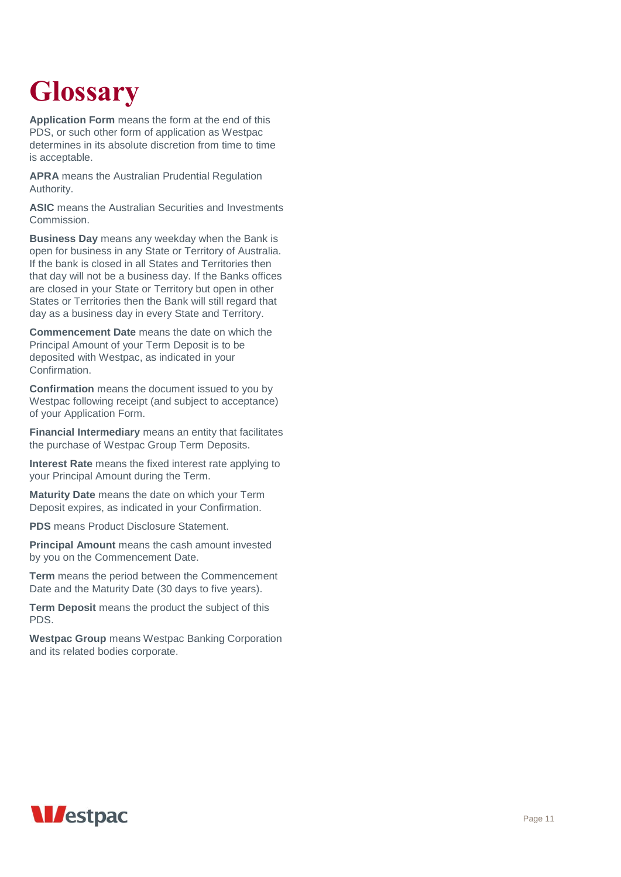# Glossary

**Application Form** means the form at the end of this PDS, or such other form of application as Westpac determines in its absolute discretion from time to time is acceptable.

**APRA** means the Australian Prudential Regulation Authority.

**ASIC** means the Australian Securities and Investments Commission.

**Business Day** means any weekday when the Bank is open for business in any State or Territory of Australia. If the bank is closed in all States and Territories then that day will not be a business day. If the Banks offices are closed in your State or Territory but open in other States or Territories then the Bank will still regard that day as a business day in every State and Territory.

**Commencement Date** means the date on which the Principal Amount of your Term Deposit is to be deposited with Westpac, as indicated in your Confirmation.

**Confirmation** means the document issued to you by Westpac following receipt (and subject to acceptance) of your Application Form.

**Financial Intermediary** means an entity that facilitates the purchase of Westpac Group Term Deposits.

**Interest Rate** means the fixed interest rate applying to your Principal Amount during the Term.

**Maturity Date** means the date on which your Term Deposit expires, as indicated in your Confirmation.

**PDS** means Product Disclosure Statement.

**Principal Amount** means the cash amount invested by you on the Commencement Date.

**Term** means the period between the Commencement Date and the Maturity Date (30 days to five years).

**Term Deposit** means the product the subject of this PDS.

**Westpac Group** means Westpac Banking Corporation and its related bodies corporate.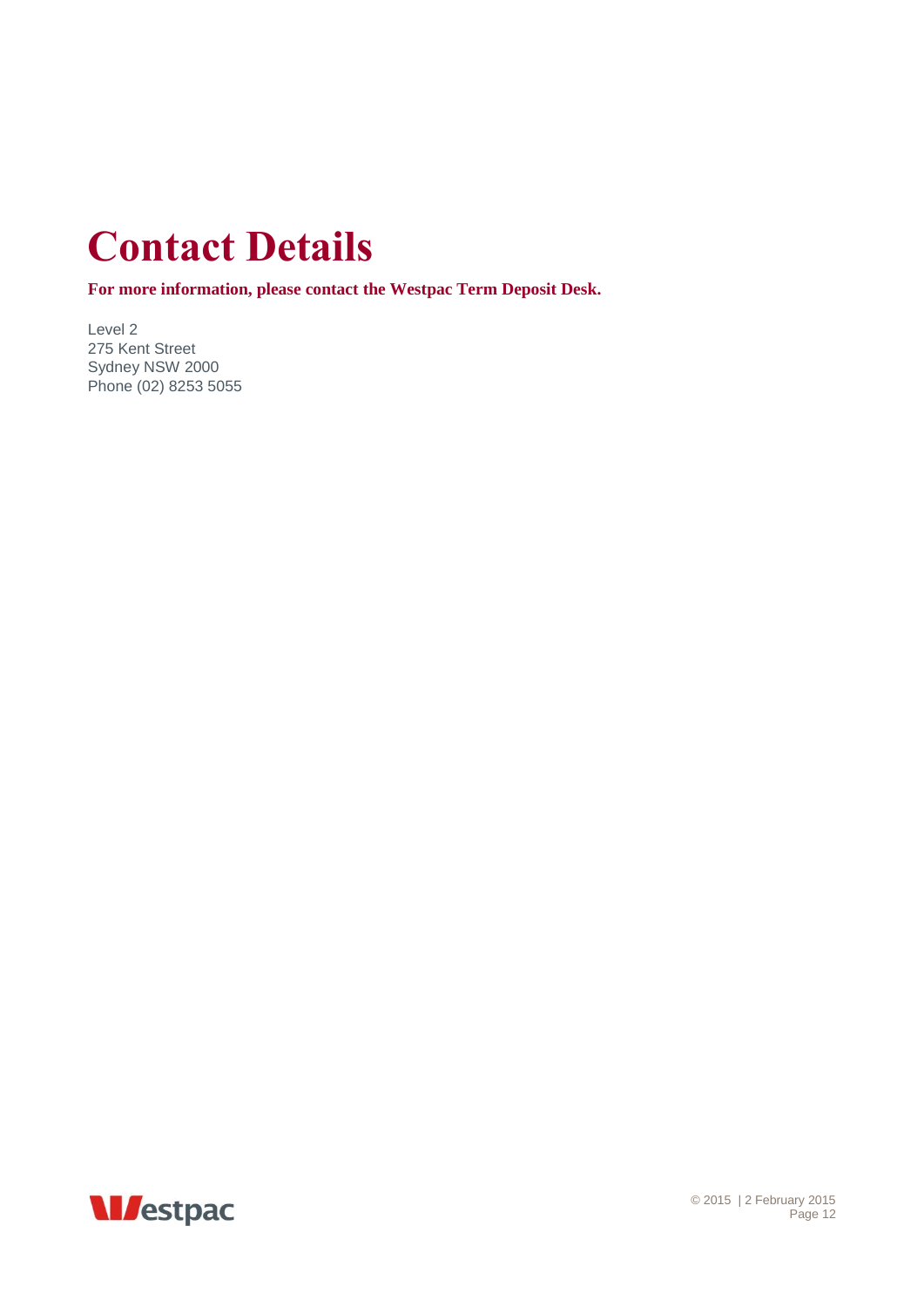# Contact Details

**For more information, please contact the Westpac Term Deposit Desk.**

Level 2
275 Kent Street
Sydney NSW 2000
Phone (02) 8253 5055